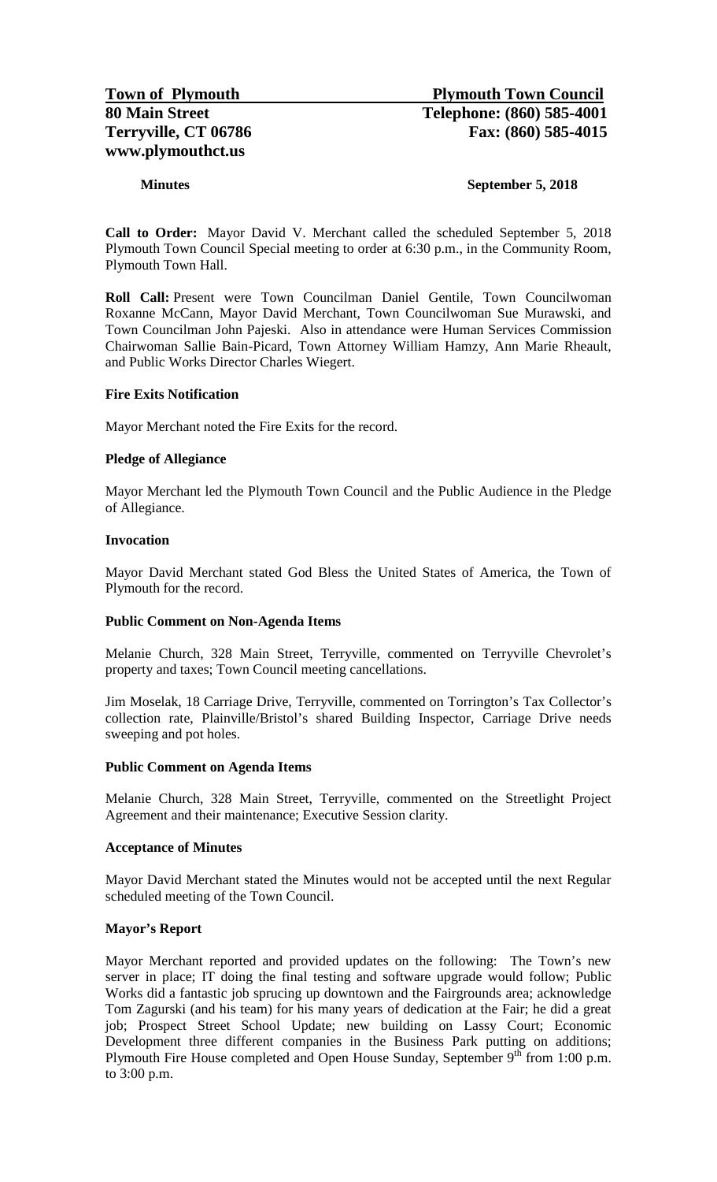**Town of Plymouth** | **Plymouth Town Council**
**80 Main Street** | **Telephone: (860) 585-4001**
**Terryville, CT 06786** | **Fax: (860) 585-4015**
**www.plymouthct.us**

**Minutes** **September 5, 2018**

**Call to Order:** Mayor David V. Merchant called the scheduled September 5, 2018 Plymouth Town Council Special meeting to order at 6:30 p.m., in the Community Room, Plymouth Town Hall.

**Roll Call:** Present were Town Councilman Daniel Gentile, Town Councilwoman Roxanne McCann, Mayor David Merchant, Town Councilwoman Sue Murawski, and Town Councilman John Pajeski. Also in attendance were Human Services Commission Chairwoman Sallie Bain-Picard, Town Attorney William Hamzy, Ann Marie Rheault, and Public Works Director Charles Wiegert.

**Fire Exits Notification**

Mayor Merchant noted the Fire Exits for the record.

**Pledge of Allegiance**

Mayor Merchant led the Plymouth Town Council and the Public Audience in the Pledge of Allegiance.

**Invocation**

Mayor David Merchant stated God Bless the United States of America, the Town of Plymouth for the record.

**Public Comment on Non-Agenda Items**

Melanie Church, 328 Main Street, Terryville, commented on Terryville Chevrolet's property and taxes; Town Council meeting cancellations.

Jim Moselak, 18 Carriage Drive, Terryville, commented on Torrington's Tax Collector's collection rate, Plainville/Bristol's shared Building Inspector, Carriage Drive needs sweeping and pot holes.

**Public Comment on Agenda Items**

Melanie Church, 328 Main Street, Terryville, commented on the Streetlight Project Agreement and their maintenance; Executive Session clarity.

**Acceptance of Minutes**

Mayor David Merchant stated the Minutes would not be accepted until the next Regular scheduled meeting of the Town Council.

**Mayor's Report**

Mayor Merchant reported and provided updates on the following: The Town's new server in place; IT doing the final testing and software upgrade would follow; Public Works did a fantastic job sprucing up downtown and the Fairgrounds area; acknowledge Tom Zagurski (and his team) for his many years of dedication at the Fair; he did a great job; Prospect Street School Update; new building on Lassy Court; Economic Development three different companies in the Business Park putting on additions; Plymouth Fire House completed and Open House Sunday, September 9th from 1:00 p.m. to 3:00 p.m.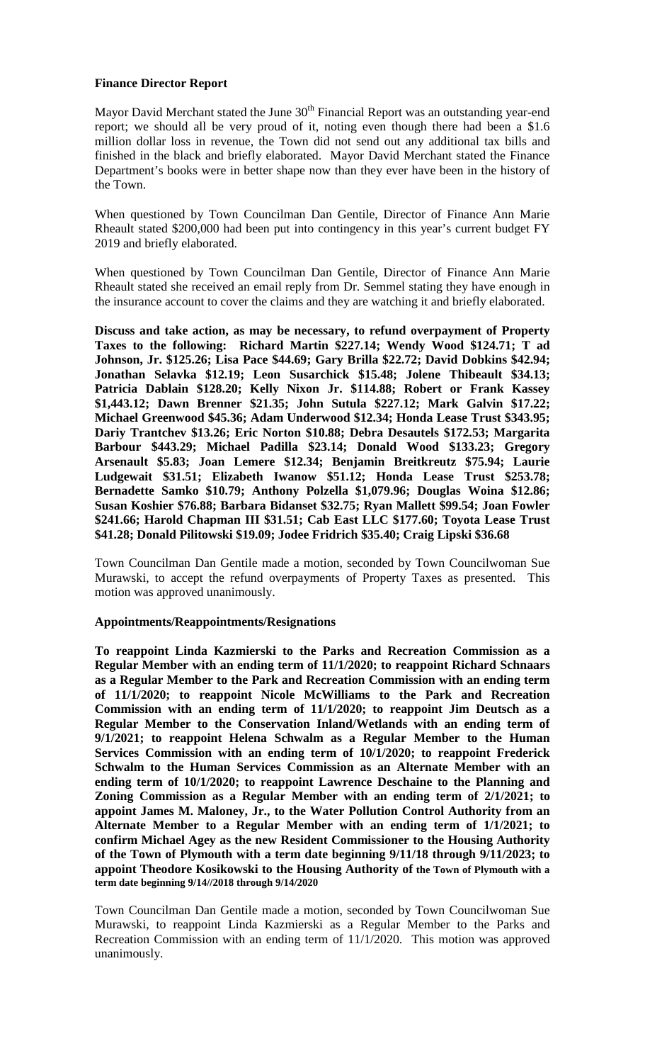**Finance Director Report**

Mayor David Merchant stated the June 30th Financial Report was an outstanding year-end report; we should all be very proud of it, noting even though there had been a $1.6 million dollar loss in revenue, the Town did not send out any additional tax bills and finished in the black and briefly elaborated. Mayor David Merchant stated the Finance Department's books were in better shape now than they ever have been in the history of the Town.

When questioned by Town Councilman Dan Gentile, Director of Finance Ann Marie Rheault stated $200,000 had been put into contingency in this year's current budget FY 2019 and briefly elaborated.

When questioned by Town Councilman Dan Gentile, Director of Finance Ann Marie Rheault stated she received an email reply from Dr. Semmel stating they have enough in the insurance account to cover the claims and they are watching it and briefly elaborated.

**Discuss and take action, as may be necessary, to refund overpayment of Property Taxes to the following: Richard Martin $227.14; Wendy Wood $124.71; T ad Johnson, Jr. $125.26; Lisa Pace $44.69; Gary Brilla $22.72; David Dobkins $42.94; Jonathan Selavka $12.19; Leon Susarchick $15.48; Jolene Thibeault $34.13; Patricia Dablain $128.20; Kelly Nixon Jr. $114.88; Robert or Frank Kassey $1,443.12; Dawn Brenner $21.35; John Sutula $227.12; Mark Galvin $17.22; Michael Greenwood $45.36; Adam Underwood $12.34; Honda Lease Trust $343.95; Dariy Trantchev $13.26; Eric Norton $10.88; Debra Desautels $172.53; Margarita Barbour $443.29; Michael Padilla $23.14; Donald Wood $133.23; Gregory Arsenault $5.83; Joan Lemere $12.34; Benjamin Breitkreutz $75.94; Laurie Ludgewait $31.51; Elizabeth Iwanow $51.12; Honda Lease Trust $253.78; Bernadette Samko $10.79; Anthony Polzella $1,079.96; Douglas Woina $12.86; Susan Koshier $76.88; Barbara Bidanset $32.75; Ryan Mallett $99.54; Joan Fowler $241.66; Harold Chapman III $31.51; Cab East LLC $177.60; Toyota Lease Trust $41.28; Donald Pilitowski $19.09; Jodee Fridrich $35.40; Craig Lipski $36.68**

Town Councilman Dan Gentile made a motion, seconded by Town Councilwoman Sue Murawski, to accept the refund overpayments of Property Taxes as presented. This motion was approved unanimously.

**Appointments/Reappointments/Resignations**

**To reappoint Linda Kazmierski to the Parks and Recreation Commission as a Regular Member with an ending term of 11/1/2020; to reappoint Richard Schnaars as a Regular Member to the Park and Recreation Commission with an ending term of 11/1/2020; to reappoint Nicole McWilliams to the Park and Recreation Commission with an ending term of 11/1/2020; to reappoint Jim Deutsch as a Regular Member to the Conservation Inland/Wetlands with an ending term of 9/1/2021; to reappoint Helena Schwalm as a Regular Member to the Human Services Commission with an ending term of 10/1/2020; to reappoint Frederick Schwalm to the Human Services Commission as an Alternate Member with an ending term of 10/1/2020; to reappoint Lawrence Deschaine to the Planning and Zoning Commission as a Regular Member with an ending term of 2/1/2021; to appoint James M. Maloney, Jr., to the Water Pollution Control Authority from an Alternate Member to a Regular Member with an ending term of 1/1/2021; to confirm Michael Agey as the new Resident Commissioner to the Housing Authority of the Town of Plymouth with a term date beginning 9/11/18 through 9/11/2023; to appoint Theodore Kosikowski to the Housing Authority of the Town of Plymouth with a term date beginning 9/14//2018 through 9/14/2020**

Town Councilman Dan Gentile made a motion, seconded by Town Councilwoman Sue Murawski, to reappoint Linda Kazmierski as a Regular Member to the Parks and Recreation Commission with an ending term of 11/1/2020. This motion was approved unanimously.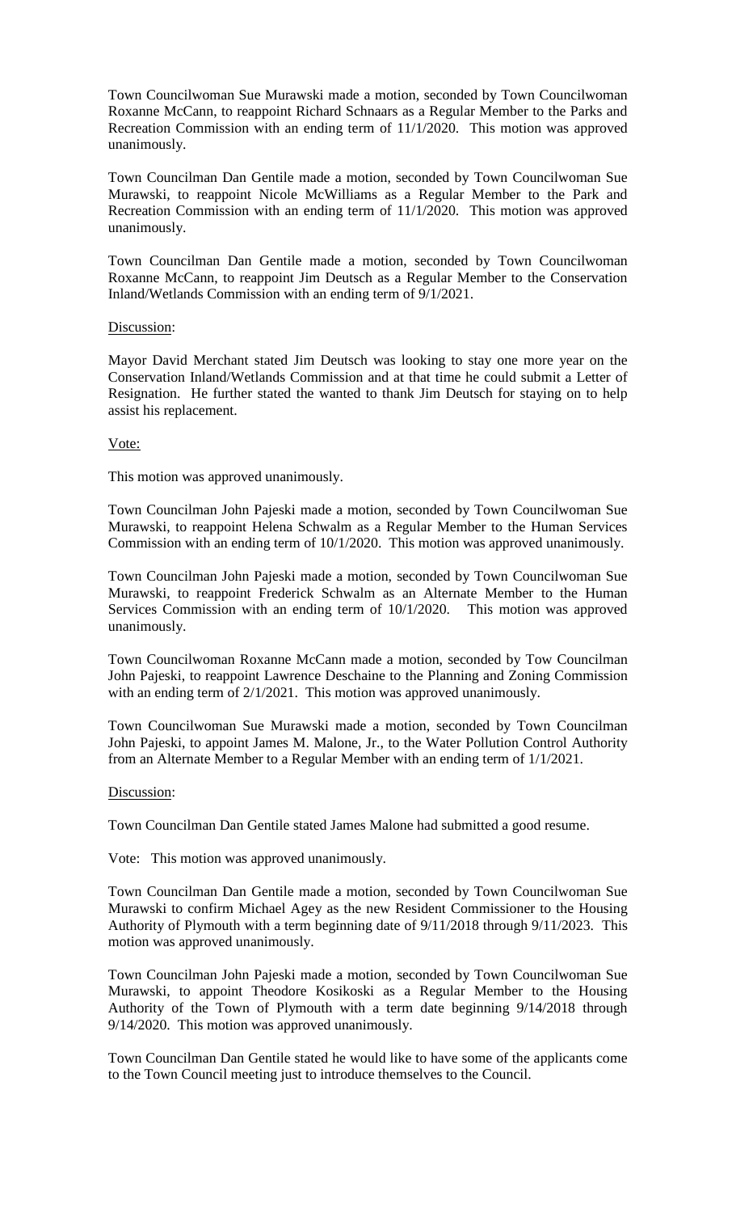Town Councilwoman Sue Murawski made a motion, seconded by Town Councilwoman Roxanne McCann, to reappoint Richard Schnaars as a Regular Member to the Parks and Recreation Commission with an ending term of 11/1/2020. This motion was approved unanimously.

Town Councilman Dan Gentile made a motion, seconded by Town Councilwoman Sue Murawski, to reappoint Nicole McWilliams as a Regular Member to the Park and Recreation Commission with an ending term of 11/1/2020. This motion was approved unanimously.

Town Councilman Dan Gentile made a motion, seconded by Town Councilwoman Roxanne McCann, to reappoint Jim Deutsch as a Regular Member to the Conservation Inland/Wetlands Commission with an ending term of 9/1/2021.

Discussion:

Mayor David Merchant stated Jim Deutsch was looking to stay one more year on the Conservation Inland/Wetlands Commission and at that time he could submit a Letter of Resignation. He further stated the wanted to thank Jim Deutsch for staying on to help assist his replacement.

Vote:

This motion was approved unanimously.

Town Councilman John Pajeski made a motion, seconded by Town Councilwoman Sue Murawski, to reappoint Helena Schwalm as a Regular Member to the Human Services Commission with an ending term of 10/1/2020. This motion was approved unanimously.

Town Councilman John Pajeski made a motion, seconded by Town Councilwoman Sue Murawski, to reappoint Frederick Schwalm as an Alternate Member to the Human Services Commission with an ending term of 10/1/2020. This motion was approved unanimously.

Town Councilwoman Roxanne McCann made a motion, seconded by Tow Councilman John Pajeski, to reappoint Lawrence Deschaine to the Planning and Zoning Commission with an ending term of 2/1/2021. This motion was approved unanimously.

Town Councilwoman Sue Murawski made a motion, seconded by Town Councilman John Pajeski, to appoint James M. Malone, Jr., to the Water Pollution Control Authority from an Alternate Member to a Regular Member with an ending term of 1/1/2021.

Discussion:

Town Councilman Dan Gentile stated James Malone had submitted a good resume.

Vote: This motion was approved unanimously.

Town Councilman Dan Gentile made a motion, seconded by Town Councilwoman Sue Murawski to confirm Michael Agey as the new Resident Commissioner to the Housing Authority of Plymouth with a term beginning date of 9/11/2018 through 9/11/2023. This motion was approved unanimously.

Town Councilman John Pajeski made a motion, seconded by Town Councilwoman Sue Murawski, to appoint Theodore Kosikoski as a Regular Member to the Housing Authority of the Town of Plymouth with a term date beginning 9/14/2018 through 9/14/2020. This motion was approved unanimously.

Town Councilman Dan Gentile stated he would like to have some of the applicants come to the Town Council meeting just to introduce themselves to the Council.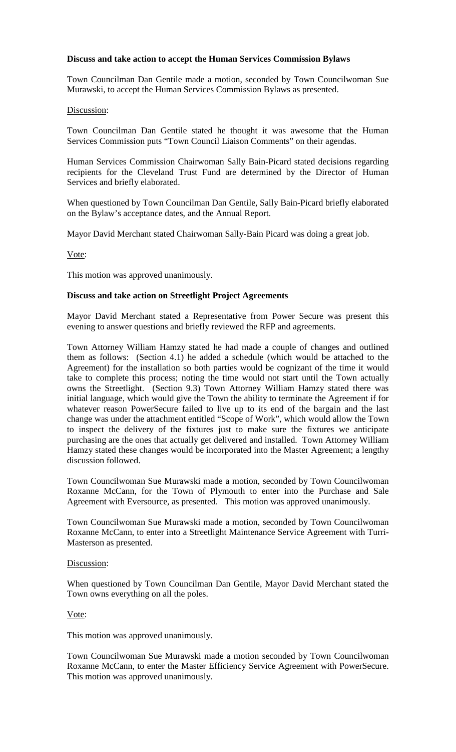**Discuss and take action to accept the Human Services Commission Bylaws**

Town Councilman Dan Gentile made a motion, seconded by Town Councilwoman Sue Murawski, to accept the Human Services Commission Bylaws as presented.

Discussion:

Town Councilman Dan Gentile stated he thought it was awesome that the Human Services Commission puts "Town Council Liaison Comments" on their agendas.

Human Services Commission Chairwoman Sally Bain-Picard stated decisions regarding recipients for the Cleveland Trust Fund are determined by the Director of Human Services and briefly elaborated.

When questioned by Town Councilman Dan Gentile, Sally Bain-Picard briefly elaborated on the Bylaw's acceptance dates, and the Annual Report.

Mayor David Merchant stated Chairwoman Sally-Bain Picard was doing a great job.

Vote:

This motion was approved unanimously.

**Discuss and take action on Streetlight Project Agreements**

Mayor David Merchant stated a Representative from Power Secure was present this evening to answer questions and briefly reviewed the RFP and agreements.

Town Attorney William Hamzy stated he had made a couple of changes and outlined them as follows: (Section 4.1) he added a schedule (which would be attached to the Agreement) for the installation so both parties would be cognizant of the time it would take to complete this process; noting the time would not start until the Town actually owns the Streetlight. (Section 9.3) Town Attorney William Hamzy stated there was initial language, which would give the Town the ability to terminate the Agreement if for whatever reason PowerSecure failed to live up to its end of the bargain and the last change was under the attachment entitled "Scope of Work", which would allow the Town to inspect the delivery of the fixtures just to make sure the fixtures we anticipate purchasing are the ones that actually get delivered and installed. Town Attorney William Hamzy stated these changes would be incorporated into the Master Agreement; a lengthy discussion followed.

Town Councilwoman Sue Murawski made a motion, seconded by Town Councilwoman Roxanne McCann, for the Town of Plymouth to enter into the Purchase and Sale Agreement with Eversource, as presented. This motion was approved unanimously.

Town Councilwoman Sue Murawski made a motion, seconded by Town Councilwoman Roxanne McCann, to enter into a Streetlight Maintenance Service Agreement with Turri-Masterson as presented.

Discussion:

When questioned by Town Councilman Dan Gentile, Mayor David Merchant stated the Town owns everything on all the poles.

Vote:

This motion was approved unanimously.

Town Councilwoman Sue Murawski made a motion seconded by Town Councilwoman Roxanne McCann, to enter the Master Efficiency Service Agreement with PowerSecure. This motion was approved unanimously.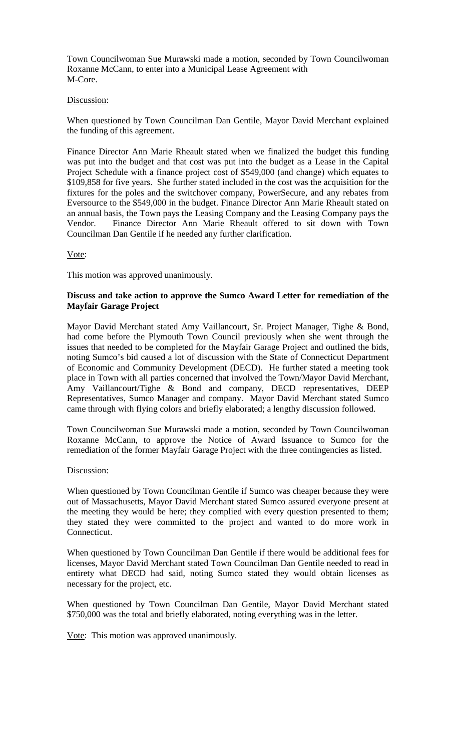Town Councilwoman Sue Murawski made a motion, seconded by Town Councilwoman Roxanne McCann, to enter into a Municipal Lease Agreement with M-Core.

Discussion:

When questioned by Town Councilman Dan Gentile, Mayor David Merchant explained the funding of this agreement.

Finance Director Ann Marie Rheault stated when we finalized the budget this funding was put into the budget and that cost was put into the budget as a Lease in the Capital Project Schedule with a finance project cost of $549,000 (and change) which equates to $109,858 for five years. She further stated included in the cost was the acquisition for the fixtures for the poles and the switchover company, PowerSecure, and any rebates from Eversource to the $549,000 in the budget. Finance Director Ann Marie Rheault stated on an annual basis, the Town pays the Leasing Company and the Leasing Company pays the Vendor. Finance Director Ann Marie Rheault offered to sit down with Town Councilman Dan Gentile if he needed any further clarification.

Vote:

This motion was approved unanimously.

**Discuss and take action to approve the Sumco Award Letter for remediation of the Mayfair Garage Project**

Mayor David Merchant stated Amy Vaillancourt, Sr. Project Manager, Tighe & Bond, had come before the Plymouth Town Council previously when she went through the issues that needed to be completed for the Mayfair Garage Project and outlined the bids, noting Sumco's bid caused a lot of discussion with the State of Connecticut Department of Economic and Community Development (DECD). He further stated a meeting took place in Town with all parties concerned that involved the Town/Mayor David Merchant, Amy Vaillancourt/Tighe & Bond and company, DECD representatives, DEEP Representatives, Sumco Manager and company. Mayor David Merchant stated Sumco came through with flying colors and briefly elaborated; a lengthy discussion followed.

Town Councilwoman Sue Murawski made a motion, seconded by Town Councilwoman Roxanne McCann, to approve the Notice of Award Issuance to Sumco for the remediation of the former Mayfair Garage Project with the three contingencies as listed.

Discussion:

When questioned by Town Councilman Gentile if Sumco was cheaper because they were out of Massachusetts, Mayor David Merchant stated Sumco assured everyone present at the meeting they would be here; they complied with every question presented to them; they stated they were committed to the project and wanted to do more work in Connecticut.

When questioned by Town Councilman Dan Gentile if there would be additional fees for licenses, Mayor David Merchant stated Town Councilman Dan Gentile needed to read in entirety what DECD had said, noting Sumco stated they would obtain licenses as necessary for the project, etc.

When questioned by Town Councilman Dan Gentile, Mayor David Merchant stated $750,000 was the total and briefly elaborated, noting everything was in the letter.

Vote: This motion was approved unanimously.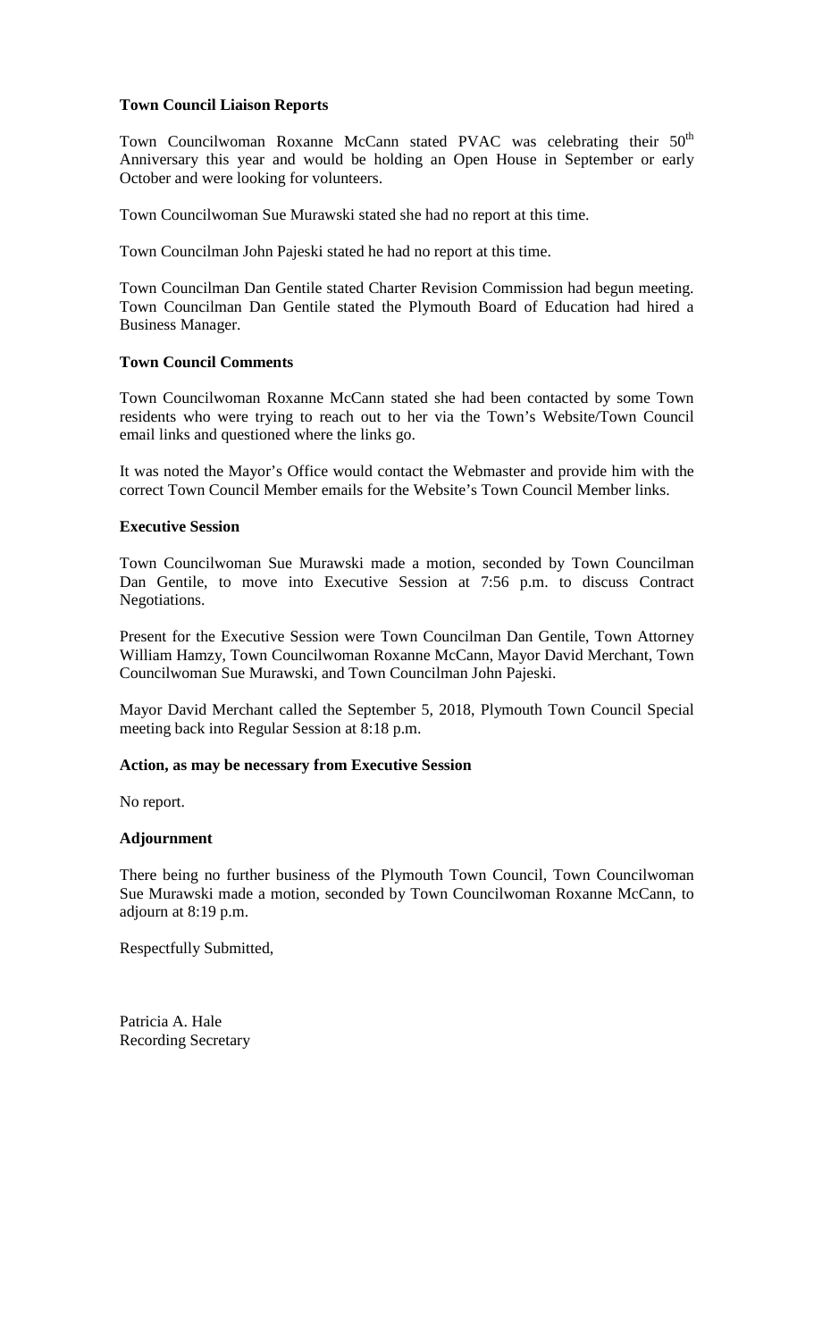**Town Council Liaison Reports**

Town Councilwoman Roxanne McCann stated PVAC was celebrating their 50th Anniversary this year and would be holding an Open House in September or early October and were looking for volunteers.

Town Councilwoman Sue Murawski stated she had no report at this time.

Town Councilman John Pajeski stated he had no report at this time.

Town Councilman Dan Gentile stated Charter Revision Commission had begun meeting. Town Councilman Dan Gentile stated the Plymouth Board of Education had hired a Business Manager.

**Town Council Comments**

Town Councilwoman Roxanne McCann stated she had been contacted by some Town residents who were trying to reach out to her via the Town's Website/Town Council email links and questioned where the links go.

It was noted the Mayor's Office would contact the Webmaster and provide him with the correct Town Council Member emails for the Website's Town Council Member links.

**Executive Session**

Town Councilwoman Sue Murawski made a motion, seconded by Town Councilman Dan Gentile, to move into Executive Session at 7:56 p.m. to discuss Contract Negotiations.

Present for the Executive Session were Town Councilman Dan Gentile, Town Attorney William Hamzy, Town Councilwoman Roxanne McCann, Mayor David Merchant, Town Councilwoman Sue Murawski, and Town Councilman John Pajeski.

Mayor David Merchant called the September 5, 2018, Plymouth Town Council Special meeting back into Regular Session at 8:18 p.m.

**Action, as may be necessary from Executive Session**

No report.

**Adjournment**

There being no further business of the Plymouth Town Council, Town Councilwoman Sue Murawski made a motion, seconded by Town Councilwoman Roxanne McCann, to adjourn at 8:19 p.m.

Respectfully Submitted,

Patricia A. Hale
Recording Secretary